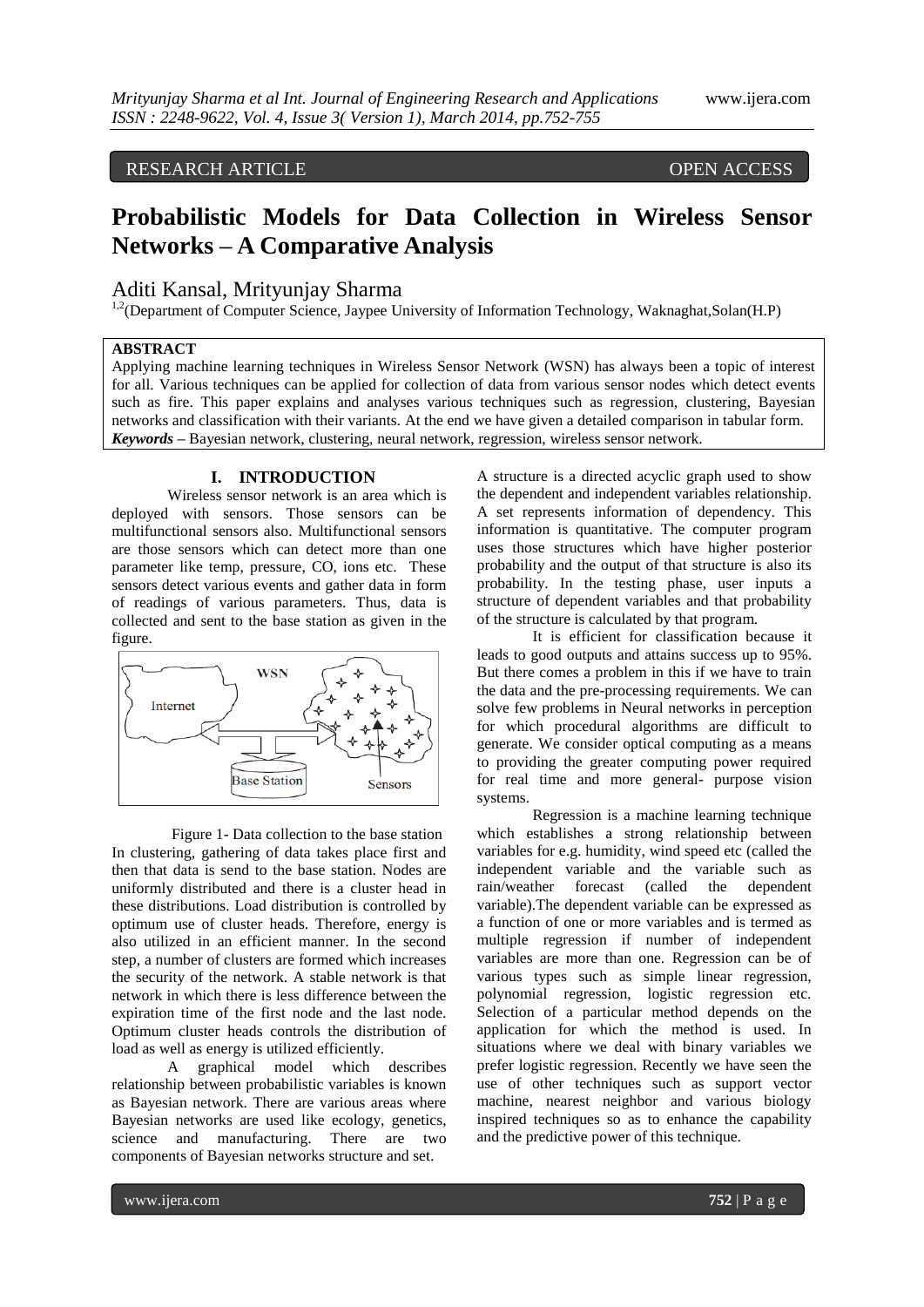RESEARCH ARTICLE OPEN ACCESS

# Probabilistic Models for Data Collection in Wireless Sensor Networks – A Comparative Analysis

Aditi Kansal, Mrityunjay Sharma

[1,2](Department of Computer Science, Jaypee University of Information Technology, Waknaghat,Solan(H.P)

**ABSTRACT**

Applying machine learning techniques in Wireless Sensor Network (WSN) has always been a topic of interest for all. Various techniques can be applied for collection of data from various sensor nodes which detect events such as fire. This paper explains and analyses various techniques such as regression, clustering, Bayesian networks and classification with their variants. At the end we have given a detailed comparison in tabular form.

***Keywords*** – Bayesian network, clustering, neural network, regression, wireless sensor network.

## I. INTRODUCTION

Wireless sensor network is an area which is deployed with sensors. Those sensors can be multifunctional sensors also. Multifunctional sensors are those sensors which can detect more than one parameter like temp, pressure, CO, ions etc. These sensors detect various events and gather data in form of readings of various parameters. Thus, data is collected and sent to the base station as given in the figure.

Figure 1- Data collection to the base station

In clustering, gathering of data takes place first and then that data is send to the base station. Nodes are uniformly distributed and there is a cluster head in these distributions. Load distribution is controlled by optimum use of cluster heads. Therefore, energy is also utilized in an efficient manner. In the second step, a number of clusters are formed which increases the security of the network. A stable network is that network in which there is less difference between the expiration time of the first node and the last node. Optimum cluster heads controls the distribution of load as well as energy is utilized efficiently.

A graphical model which describes relationship between probabilistic variables is known as Bayesian network. There are various areas where Bayesian networks are used like ecology, genetics, science and manufacturing. There are two components of Bayesian networks structure and set. A structure is a directed acyclic graph used to show the dependent and independent variables relationship. A set represents information of dependency. This information is quantitative. The computer program uses those structures which have higher posterior probability and the output of that structure is also its probability. In the testing phase, user inputs a structure of dependent variables and that probability of the structure is calculated by that program.

It is efficient for classification because it leads to good outputs and attains success up to 95%. But there comes a problem in this if we have to train the data and the pre-processing requirements. We can solve few problems in Neural networks in perception for which procedural algorithms are difficult to generate. We consider optical computing as a means to providing the greater computing power required for real time and more general- purpose vision systems.

Regression is a machine learning technique which establishes a strong relationship between variables for e.g. humidity, wind speed etc (called the independent variable and the variable such as rain/weather forecast (called the dependent variable).The dependent variable can be expressed as a function of one or more variables and is termed as multiple regression if number of independent variables are more than one. Regression can be of various types such as simple linear regression, polynomial regression, logistic regression etc. Selection of a particular method depends on the application for which the method is used. In situations where we deal with binary variables we prefer logistic regression. Recently we have seen the use of other techniques such as support vector machine, nearest neighbor and various biology inspired techniques so as to enhance the capability and the predictive power of this technique.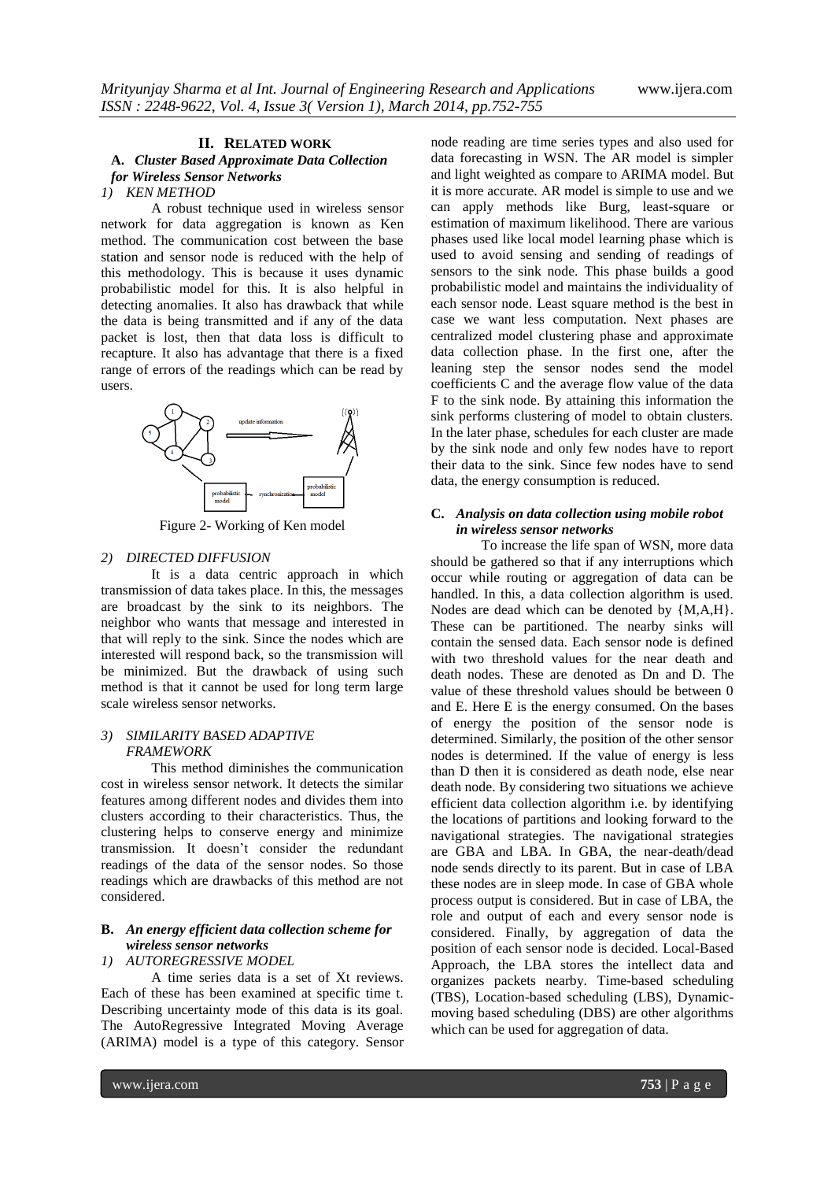## II. RELATED WORK

### A. *Cluster Based Approximate Data Collection for Wireless Sensor Networks*

#### *1) KEN METHOD*

A robust technique used in wireless sensor network for data aggregation is known as Ken method. The communication cost between the base station and sensor node is reduced with the help of this methodology. This is because it uses dynamic probabilistic model for this. It is also helpful in detecting anomalies. It also has drawback that while the data is being transmitted and if any of the data packet is lost, then that data loss is difficult to recapture. It also has advantage that there is a fixed range of errors of the readings which can be read by users.

Figure 2- Working of Ken model

#### *2) DIRECTED DIFFUSION*

It is a data centric approach in which transmission of data takes place. In this, the messages are broadcast by the sink to its neighbors. The neighbor who wants that message and interested in that will reply to the sink. Since the nodes which are interested will respond back, so the transmission will be minimized. But the drawback of using such method is that it cannot be used for long term large scale wireless sensor networks.

#### *3) SIMILARITY BASED ADAPTIVE FRAMEWORK*

This method diminishes the communication cost in wireless sensor network. It detects the similar features among different nodes and divides them into clusters according to their characteristics. Thus, the clustering helps to conserve energy and minimize transmission. It doesn't consider the redundant readings of the data of the sensor nodes. So those readings which are drawbacks of this method are not considered.

### B. *An energy efficient data collection scheme for wireless sensor networks*

#### *1) AUTOREGRESSIVE MODEL*

A time series data is a set of Xt reviews. Each of these has been examined at specific time t. Describing uncertainty mode of this data is its goal. The AutoRegressive Integrated Moving Average (ARIMA) model is a type of this category. Sensor node reading are time series types and also used for data forecasting in WSN. The AR model is simpler and light weighted as compare to ARIMA model. But it is more accurate. AR model is simple to use and we can apply methods like Burg, least-square or estimation of maximum likelihood. There are various phases used like local model learning phase which is used to avoid sensing and sending of readings of sensors to the sink node. This phase builds a good probabilistic model and maintains the individuality of each sensor node. Least square method is the best in case we want less computation. Next phases are centralized model clustering phase and approximate data collection phase. In the first one, after the leaning step the sensor nodes send the model coefficients C and the average flow value of the data F to the sink node. By attaining this information the sink performs clustering of model to obtain clusters. In the later phase, schedules for each cluster are made by the sink node and only few nodes have to report their data to the sink. Since few nodes have to send data, the energy consumption is reduced.

### C. *Analysis on data collection using mobile robot in wireless sensor networks*

To increase the life span of WSN, more data should be gathered so that if any interruptions which occur while routing or aggregation of data can be handled. In this, a data collection algorithm is used. Nodes are dead which can be denoted by {M,A,H}. These can be partitioned. The nearby sinks will contain the sensed data. Each sensor node is defined with two threshold values for the near death and death nodes. These are denoted as Dn and D. The value of these threshold values should be between 0 and E. Here E is the energy consumed. On the bases of energy the position of the sensor node is determined. Similarly, the position of the other sensor nodes is determined. If the value of energy is less than D then it is considered as death node, else near death node. By considering two situations we achieve efficient data collection algorithm i.e. by identifying the locations of partitions and looking forward to the navigational strategies. The navigational strategies are GBA and LBA. In GBA, the near-death/dead node sends directly to its parent. But in case of LBA these nodes are in sleep mode. In case of GBA whole process output is considered. But in case of LBA, the role and output of each and every sensor node is considered. Finally, by aggregation of data the position of each sensor node is decided. Local-Based Approach, the LBA stores the intellect data and organizes packets nearby. Time-based scheduling (TBS), Location-based scheduling (LBS), Dynamic-moving based scheduling (DBS) are other algorithms which can be used for aggregation of data.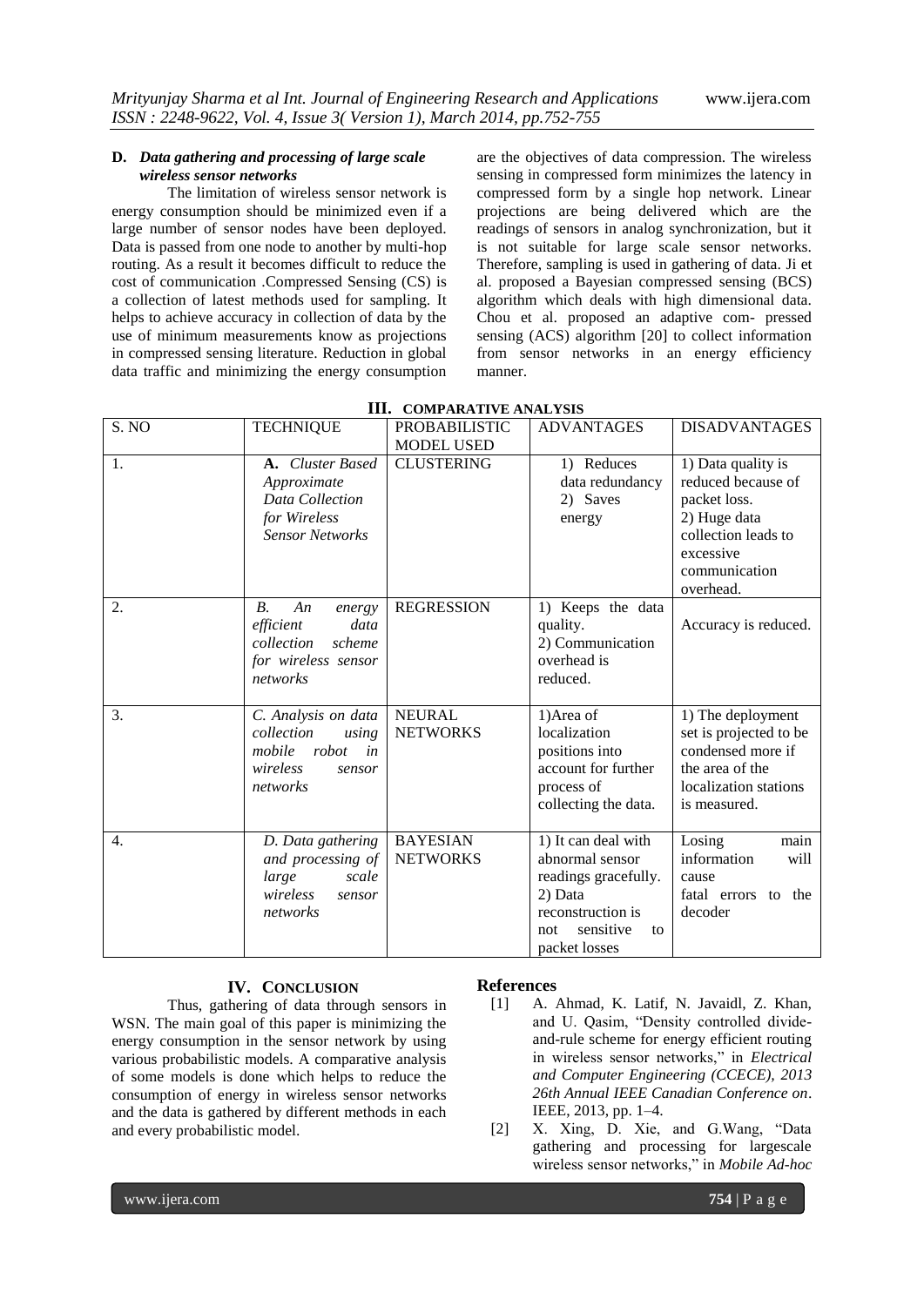### D. *Data gathering and processing of large scale wireless sensor networks*

The limitation of wireless sensor network is energy consumption should be minimized even if a large number of sensor nodes have been deployed. Data is passed from one node to another by multi-hop routing. As a result it becomes difficult to reduce the cost of communication .Compressed Sensing (CS) is a collection of latest methods used for sampling. It helps to achieve accuracy in collection of data by the use of minimum measurements know as projections in compressed sensing literature. Reduction in global data traffic and minimizing the energy consumption are the objectives of data compression. The wireless sensing in compressed form minimizes the latency in compressed form by a single hop network. Linear projections are being delivered which are the readings of sensors in analog synchronization, but it is not suitable for large scale sensor networks. Therefore, sampling is used in gathering of data. Ji et al. proposed a Bayesian compressed sensing (BCS) algorithm which deals with high dimensional data. Chou et al. proposed an adaptive com- pressed sensing (ACS) algorithm [20] to collect information from sensor networks in an energy efficiency manner.

## III. COMPARATIVE ANALYSIS

| S. NO | TECHNIQUE | PROBABILISTIC MODEL USED | ADVANTAGES | DISADVANTAGES |
|---|---|---|---|---|
| 1. | **A.** *Cluster Based Approximate Data Collection for Wireless Sensor Networks* | CLUSTERING | 1) Reduces data redundancy 2) Saves energy | 1) Data quality is reduced because of packet loss. 2) Huge data collection leads to excessive communication overhead. |
| 2. | *B. An energy efficient data collection scheme for wireless sensor networks* | REGRESSION | 1) Keeps the data quality. 2) Communication overhead is reduced. | Accuracy is reduced. |
| 3. | *C. Analysis on data collection using mobile robot in wireless sensor networks* | NEURAL NETWORKS | 1)Area of localization positions into account for further process of collecting the data. | 1) The deployment set is projected to be condensed more if the area of the localization stations is measured. |
| 4. | *D. Data gathering and processing of large scale wireless sensor networks* | BAYESIAN NETWORKS | 1) It can deal with abnormal sensor readings gracefully. 2) Data reconstruction is not sensitive to packet losses | Losing main information will cause fatal errors to the decoder |

## IV. CONCLUSION

Thus, gathering of data through sensors in WSN. The main goal of this paper is minimizing the energy consumption in the sensor network by using various probabilistic models. A comparative analysis of some models is done which helps to reduce the consumption of energy in wireless sensor networks and the data is gathered by different methods in each and every probabilistic model.

## References

[1] A. Ahmad, K. Latif, N. Javaidl, Z. Khan, and U. Qasim, "Density controlled divide-and-rule scheme for energy efficient routing in wireless sensor networks," in *Electrical and Computer Engineering (CCECE), 2013 26th Annual IEEE Canadian Conference on*. IEEE, 2013, pp. 1–4.

[2] X. Xing, D. Xie, and G.Wang, "Data gathering and processing for largescale wireless sensor networks," in *Mobile Ad-hoc*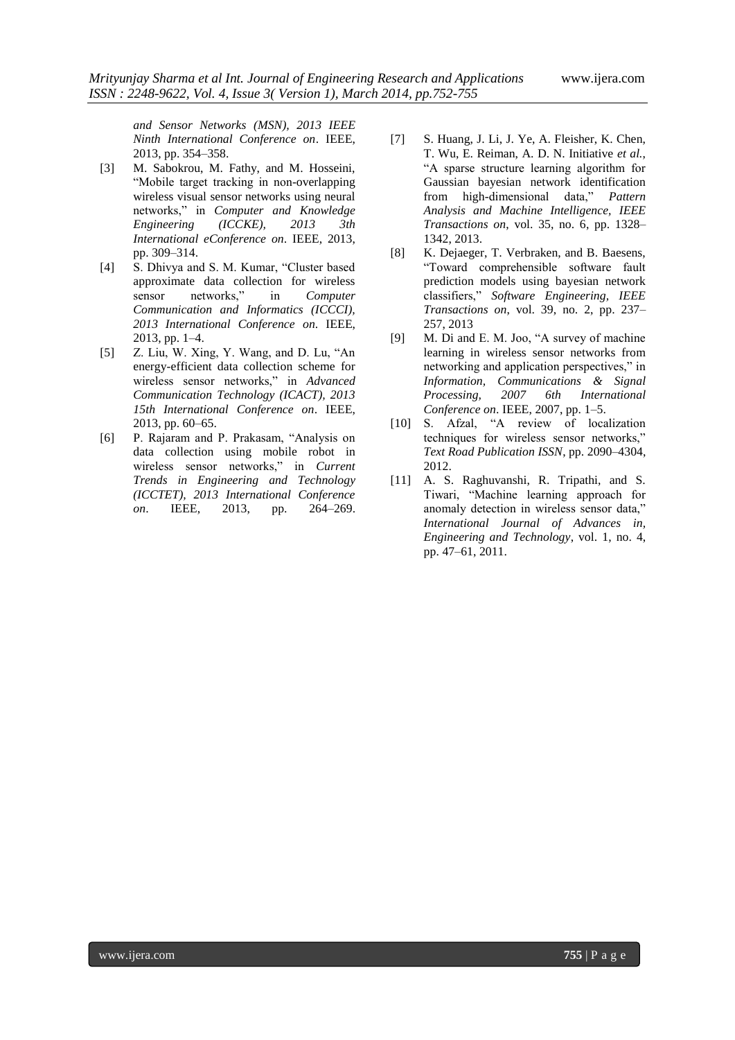*and Sensor Networks (MSN), 2013 IEEE Ninth International Conference on*. IEEE, 2013, pp. 354–358.

[3] M. Sabokrou, M. Fathy, and M. Hosseini, "Mobile target tracking in non-overlapping wireless visual sensor networks using neural networks," in *Computer and Knowledge Engineering (ICCKE), 2013 3th International eConference on*. IEEE, 2013, pp. 309–314.

[4] S. Dhivya and S. M. Kumar, "Cluster based approximate data collection for wireless sensor networks," in *Computer Communication and Informatics (ICCCI), 2013 International Conference on*. IEEE, 2013, pp. 1–4.

[5] Z. Liu, W. Xing, Y. Wang, and D. Lu, "An energy-efficient data collection scheme for wireless sensor networks," in *Advanced Communication Technology (ICACT), 2013 15th International Conference on*. IEEE, 2013, pp. 60–65.

[6] P. Rajaram and P. Prakasam, "Analysis on data collection using mobile robot in wireless sensor networks," in *Current Trends in Engineering and Technology (ICCTET), 2013 International Conference on*. IEEE, 2013, pp. 264–269.

[7] S. Huang, J. Li, J. Ye, A. Fleisher, K. Chen, T. Wu, E. Reiman, A. D. N. Initiative *et al.*, "A sparse structure learning algorithm for Gaussian bayesian network identification from high-dimensional data," *Pattern Analysis and Machine Intelligence, IEEE Transactions on*, vol. 35, no. 6, pp. 1328–1342, 2013.

[8] K. Dejaeger, T. Verbraken, and B. Baesens, "Toward comprehensible software fault prediction models using bayesian network classifiers," *Software Engineering, IEEE Transactions on*, vol. 39, no. 2, pp. 237–257, 2013

[9] M. Di and E. M. Joo, "A survey of machine learning in wireless sensor networks from networking and application perspectives," in *Information, Communications & Signal Processing, 2007 6th International Conference on*. IEEE, 2007, pp. 1–5.

[10] S. Afzal, "A review of localization techniques for wireless sensor networks," *Text Road Publication ISSN*, pp. 2090–4304, 2012.

[11] A. S. Raghuvanshi, R. Tripathi, and S. Tiwari, "Machine learning approach for anomaly detection in wireless sensor data," *International Journal of Advances in, Engineering and Technology*, vol. 1, no. 4, pp. 47–61, 2011.